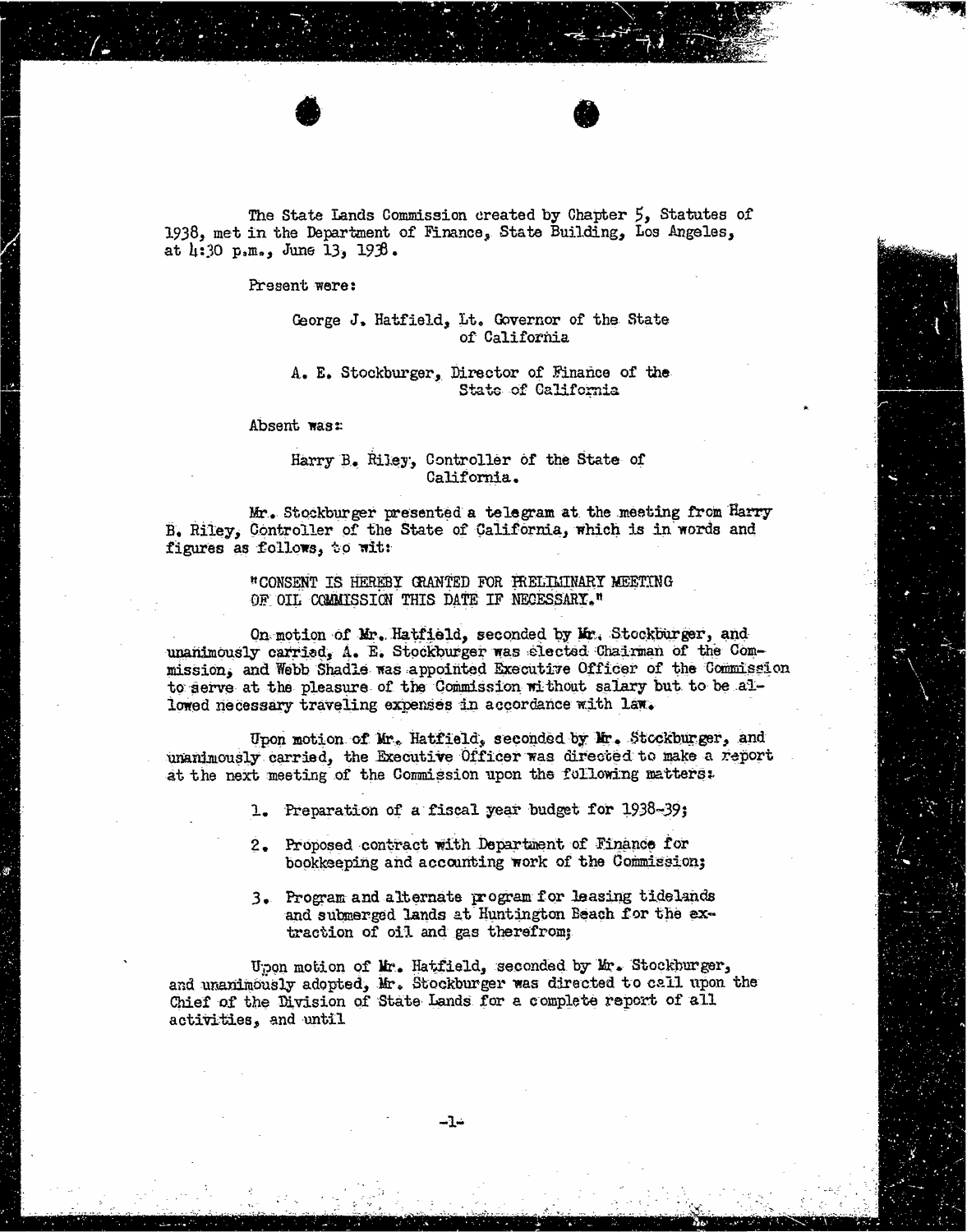The State Lands Commission created by Chapter 5, Statutes of 1938, met in the Department of Finance, State Building, Los Angeles, at 4:30 p.m., June 13, 1938.

Present were:

George J. Hatfield, Lt. Governor of the State of California

A. E. Stockburger, Director of Finance of the State of California

Absent was:

Harry B. Riley, Controller of the State of California.

Mr. Stockburger presented a telegram at the meeting from Harry B. Riley, Controller of the State of California, which is in words and figures as follows, to wit:

"CONSENT IS HEREBY GRANTED FOR PRELIMINARY MEETING OF OIL COMMISSION THIS DATE IF NECESSARY."

On motion of Mr. Hatfield, seconded by Mr. Stockburger, and unanimously carried, A. E. Stockburger was elected Chairman of the Commission, and Webb Shadle was appointed Executive Officer of the Commission to serve at the pleasure of the Commission without salary but to be allowed necessary traveling expenses in accordance with law.

Upon motion of Mr. Hatfield, seconded by Mr. Stockburger, and unanimously carried, the Executive Officer was directed to make a report at the next meeting of the Commission upon the following matters:

1. Preparation of a fiscal year budget for 1938-39;
2. Proposed contract with Department of Finance for bookkeeping and accounting work of the Commission;
3. Program and alternate program for leasing tidelands and submerged lands at Huntington Beach for the extraction of oil and gas therefrom;

Upon motion of Mr. Hatfield, seconded by Mr. Stockburger, and unanimously adopted, Mr. Stockburger was directed to call upon the Chief of the Division of State Lands for a complete report of all activities, and until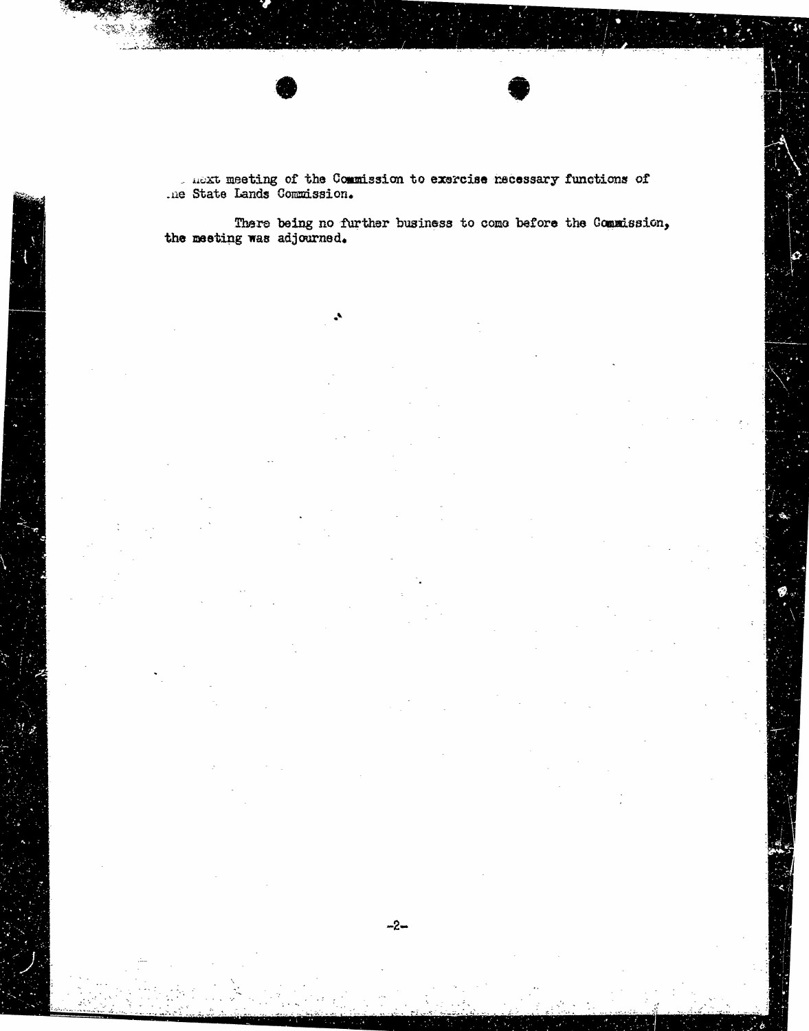next meeting of the Commission to exercise necessary functions of the State Lands Commission.

There being no further business to come before the Commission, the meeting was adjourned.